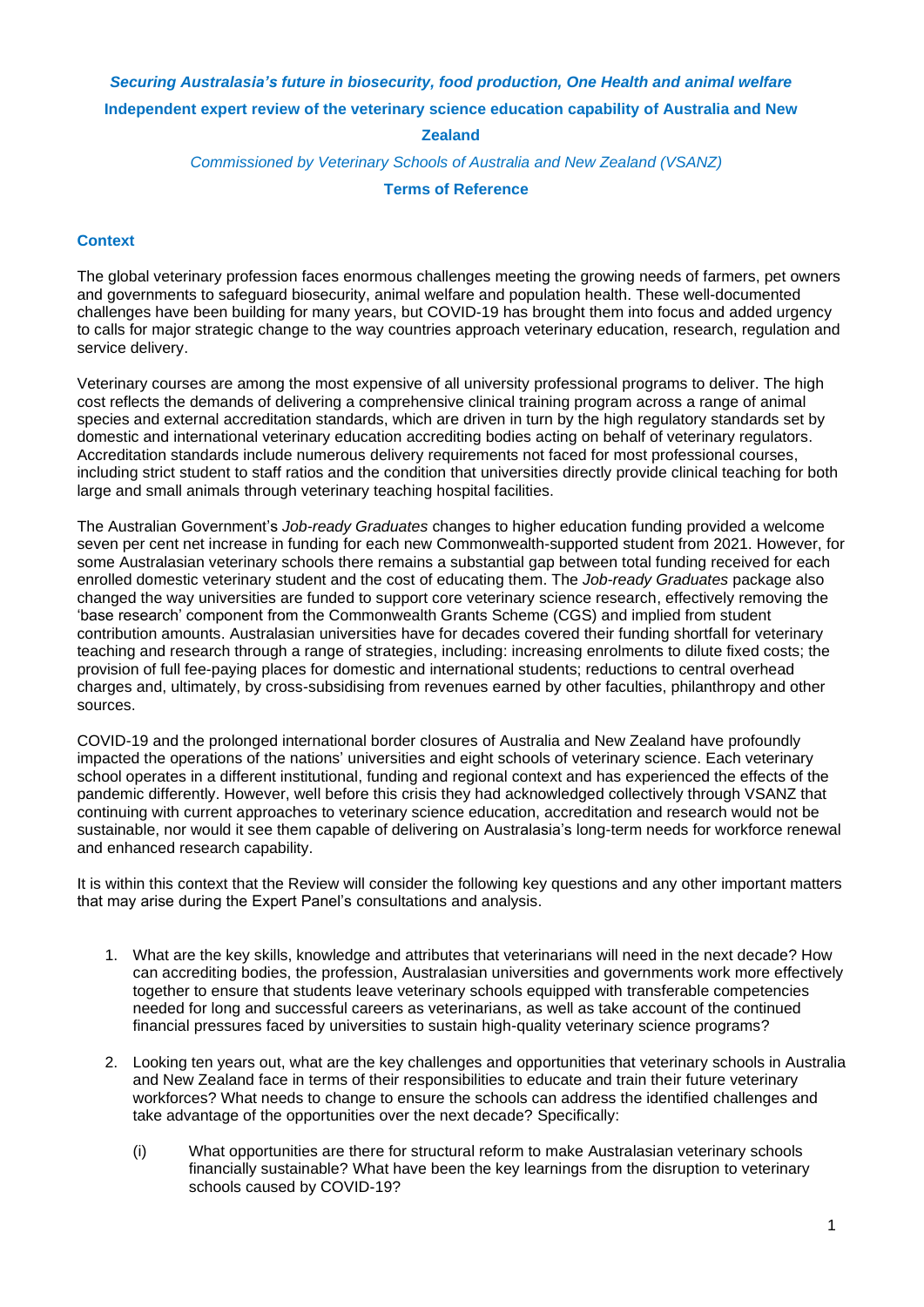***Securing Australasia's future in biosecurity, food production, One Health and animal welfare***

**Independent expert review of the veterinary science education capability of Australia and New Zealand**

*Commissioned by Veterinary Schools of Australia and New Zealand (VSANZ)*

**Terms of Reference**

## Context

The global veterinary profession faces enormous challenges meeting the growing needs of farmers, pet owners and governments to safeguard biosecurity, animal welfare and population health. These well-documented challenges have been building for many years, but COVID-19 has brought them into focus and added urgency to calls for major strategic change to the way countries approach veterinary education, research, regulation and service delivery.

Veterinary courses are among the most expensive of all university professional programs to deliver. The high cost reflects the demands of delivering a comprehensive clinical training program across a range of animal species and external accreditation standards, which are driven in turn by the high regulatory standards set by domestic and international veterinary education accrediting bodies acting on behalf of veterinary regulators. Accreditation standards include numerous delivery requirements not faced for most professional courses, including strict student to staff ratios and the condition that universities directly provide clinical teaching for both large and small animals through veterinary teaching hospital facilities.

The Australian Government's *Job-ready Graduates* changes to higher education funding provided a welcome seven per cent net increase in funding for each new Commonwealth-supported student from 2021. However, for some Australasian veterinary schools there remains a substantial gap between total funding received for each enrolled domestic veterinary student and the cost of educating them. The *Job-ready Graduates* package also changed the way universities are funded to support core veterinary science research, effectively removing the 'base research' component from the Commonwealth Grants Scheme (CGS) and implied from student contribution amounts. Australasian universities have for decades covered their funding shortfall for veterinary teaching and research through a range of strategies, including: increasing enrolments to dilute fixed costs; the provision of full fee-paying places for domestic and international students; reductions to central overhead charges and, ultimately, by cross-subsidising from revenues earned by other faculties, philanthropy and other sources.

COVID-19 and the prolonged international border closures of Australia and New Zealand have profoundly impacted the operations of the nations' universities and eight schools of veterinary science. Each veterinary school operates in a different institutional, funding and regional context and has experienced the effects of the pandemic differently. However, well before this crisis they had acknowledged collectively through VSANZ that continuing with current approaches to veterinary science education, accreditation and research would not be sustainable, nor would it see them capable of delivering on Australasia's long-term needs for workforce renewal and enhanced research capability.

It is within this context that the Review will consider the following key questions and any other important matters that may arise during the Expert Panel's consultations and analysis.

1. What are the key skills, knowledge and attributes that veterinarians will need in the next decade? How can accrediting bodies, the profession, Australasian universities and governments work more effectively together to ensure that students leave veterinary schools equipped with transferable competencies needed for long and successful careers as veterinarians, as well as take account of the continued financial pressures faced by universities to sustain high-quality veterinary science programs?

2. Looking ten years out, what are the key challenges and opportunities that veterinary schools in Australia and New Zealand face in terms of their responsibilities to educate and train their future veterinary workforces? What needs to change to ensure the schools can address the identified challenges and take advantage of the opportunities over the next decade? Specifically:

   (i) What opportunities are there for structural reform to make Australasian veterinary schools financially sustainable? What have been the key learnings from the disruption to veterinary schools caused by COVID-19?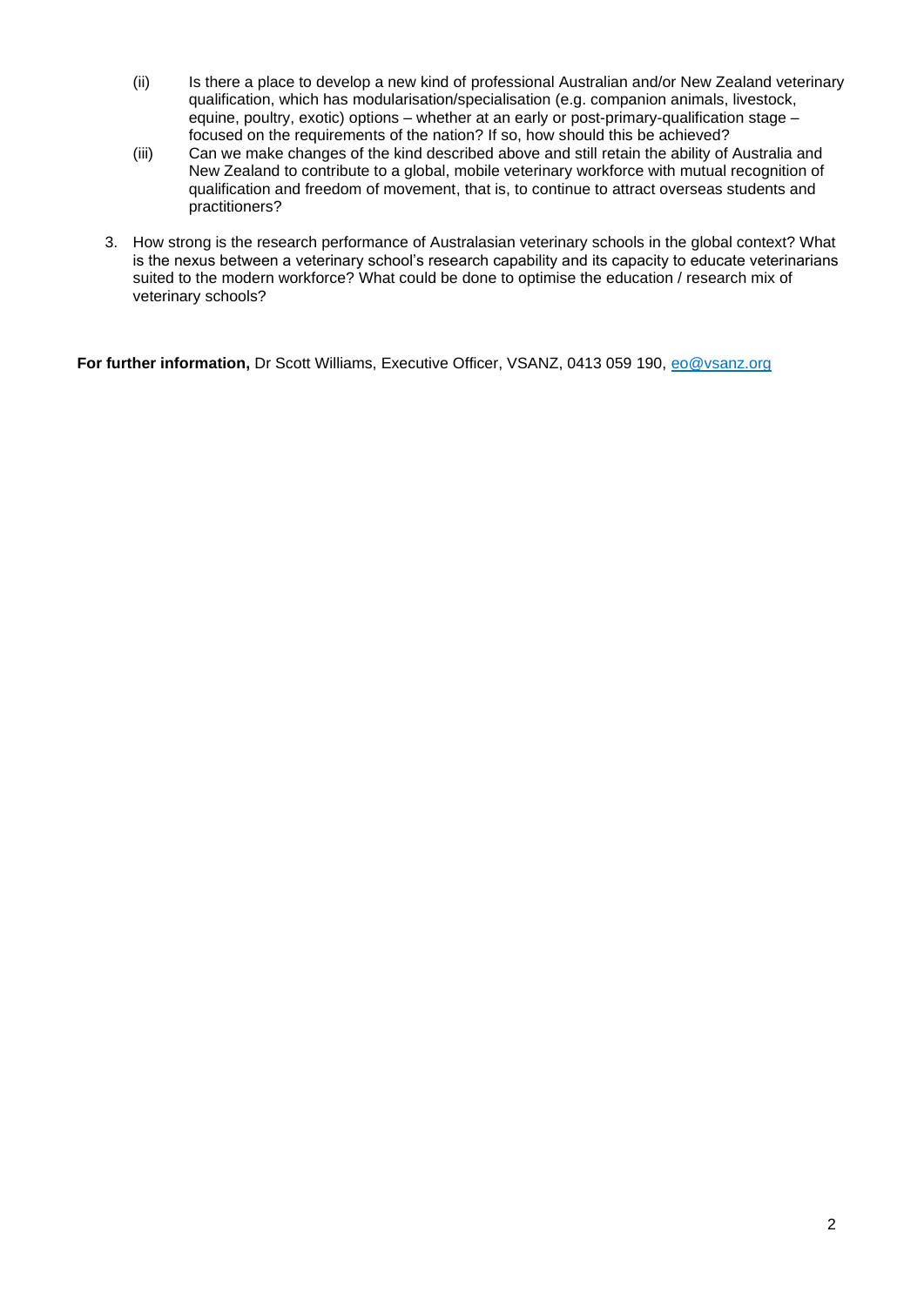(ii) Is there a place to develop a new kind of professional Australian and/or New Zealand veterinary qualification, which has modularisation/specialisation (e.g. companion animals, livestock, equine, poultry, exotic) options – whether at an early or post-primary-qualification stage – focused on the requirements of the nation? If so, how should this be achieved?

(iii) Can we make changes of the kind described above and still retain the ability of Australia and New Zealand to contribute to a global, mobile veterinary workforce with mutual recognition of qualification and freedom of movement, that is, to continue to attract overseas students and practitioners?

3. How strong is the research performance of Australasian veterinary schools in the global context? What is the nexus between a veterinary school's research capability and its capacity to educate veterinarians suited to the modern workforce? What could be done to optimise the education / research mix of veterinary schools?

**For further information,** Dr Scott Williams, Executive Officer, VSANZ, 0413 059 190, eo@vsanz.org